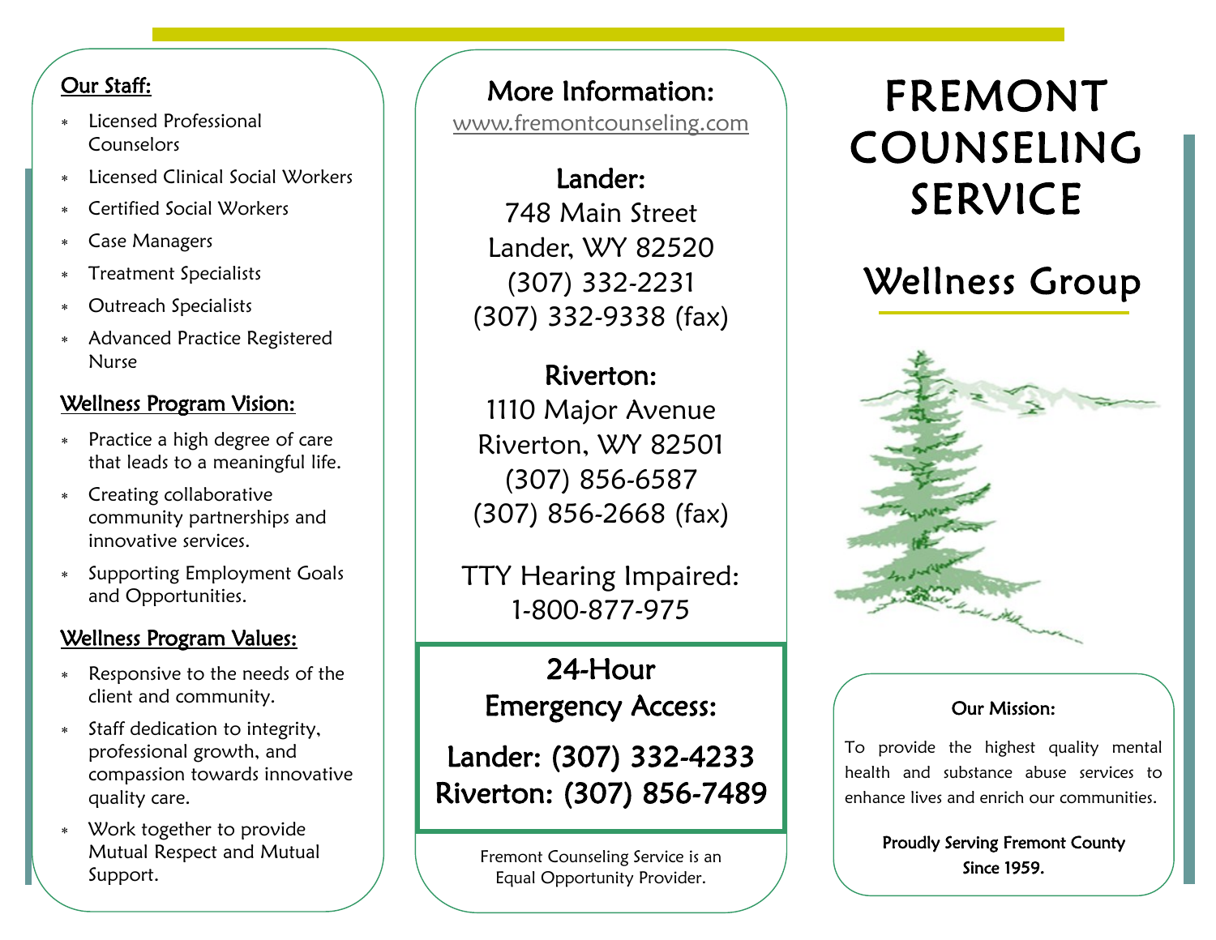# FREMONT COUNSELING SERVICE

## Wellness Group

### Our Mission:

To provide the highest quality mental health and substance abuse services to enhance lives and enrich our communities.

**Proudly Serving Fremont County Since 1959.**

### Our Staff:

* Licensed Professional Counselors
* Licensed Clinical Social Workers
* Certified Social Workers
* Case Managers
* Treatment Specialists
* Outreach Specialists
* Advanced Practice Registered Nurse

### Wellness Program Vision:

* Practice a high degree of care that leads to a meaningful life.
* Creating collaborative community partnerships and innovative services.
* Supporting Employment Goals and Opportunities.

### Wellness Program Values:

* Responsive to the needs of the client and community.
* Staff dedication to integrity, professional growth, and compassion towards innovative quality care.
* Work together to provide Mutual Respect and Mutual Support.

### More Information:

www.fremontcounseling.com

**Lander:**
748 Main Street
Lander, WY 82520
(307) 332-2231
(307) 332-9338 (fax)

**Riverton:**
1110 Major Avenue
Riverton, WY 82501
(307) 856-6587
(307) 856-2668 (fax)

TTY Hearing Impaired:
1-800-877-975

### 24-Hour Emergency Access:

**Lander: (307) 332-4233**
**Riverton: (307) 856-7489**

Fremont Counseling Service is an Equal Opportunity Provider.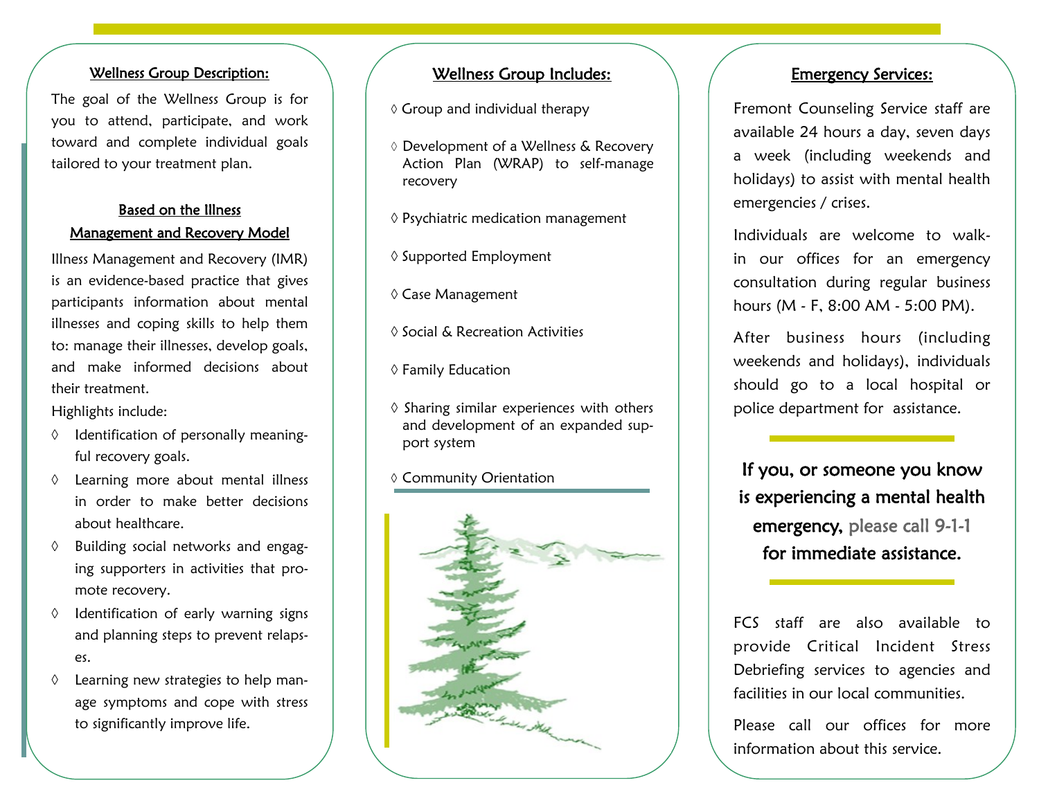## Wellness Group Description:

The goal of the Wellness Group is for you to attend, participate, and work toward and complete individual goals tailored to your treatment plan.

## Based on the Illness Management and Recovery Model

Illness Management and Recovery (IMR) is an evidence-based practice that gives participants information about mental illnesses and coping skills to help them to: manage their illnesses, develop goals, and make informed decisions about their treatment.

Highlights include:

- ◊ Identification of personally meaningful recovery goals.
- ◊ Learning more about mental illness in order to make better decisions about healthcare.
- ◊ Building social networks and engaging supporters in activities that promote recovery.
- ◊ Identification of early warning signs and planning steps to prevent relapses.
- ◊ Learning new strategies to help manage symptoms and cope with stress to significantly improve life.

## Wellness Group Includes:

- ◊ Group and individual therapy
- ◊ Development of a Wellness & Recovery Action Plan (WRAP) to self-manage recovery
- ◊ Psychiatric medication management
- ◊ Supported Employment
- ◊ Case Management
- ◊ Social & Recreation Activities
- ◊ Family Education
- ◊ Sharing similar experiences with others and development of an expanded support system
- ◊ Community Orientation

## Emergency Services:

Fremont Counseling Service staff are available 24 hours a day, seven days a week (including weekends and holidays) to assist with mental health emergencies / crises.

Individuals are welcome to walk-in our offices for an emergency consultation during regular business hours (M - F, 8:00 AM - 5:00 PM).

After business hours (including weekends and holidays), individuals should go to a local hospital or police department for assistance.

**If you, or someone you know is experiencing a mental health emergency, please call 9-1-1 for immediate assistance.**

FCS staff are also available to provide Critical Incident Stress Debriefing services to agencies and facilities in our local communities.

Please call our offices for more information about this service.